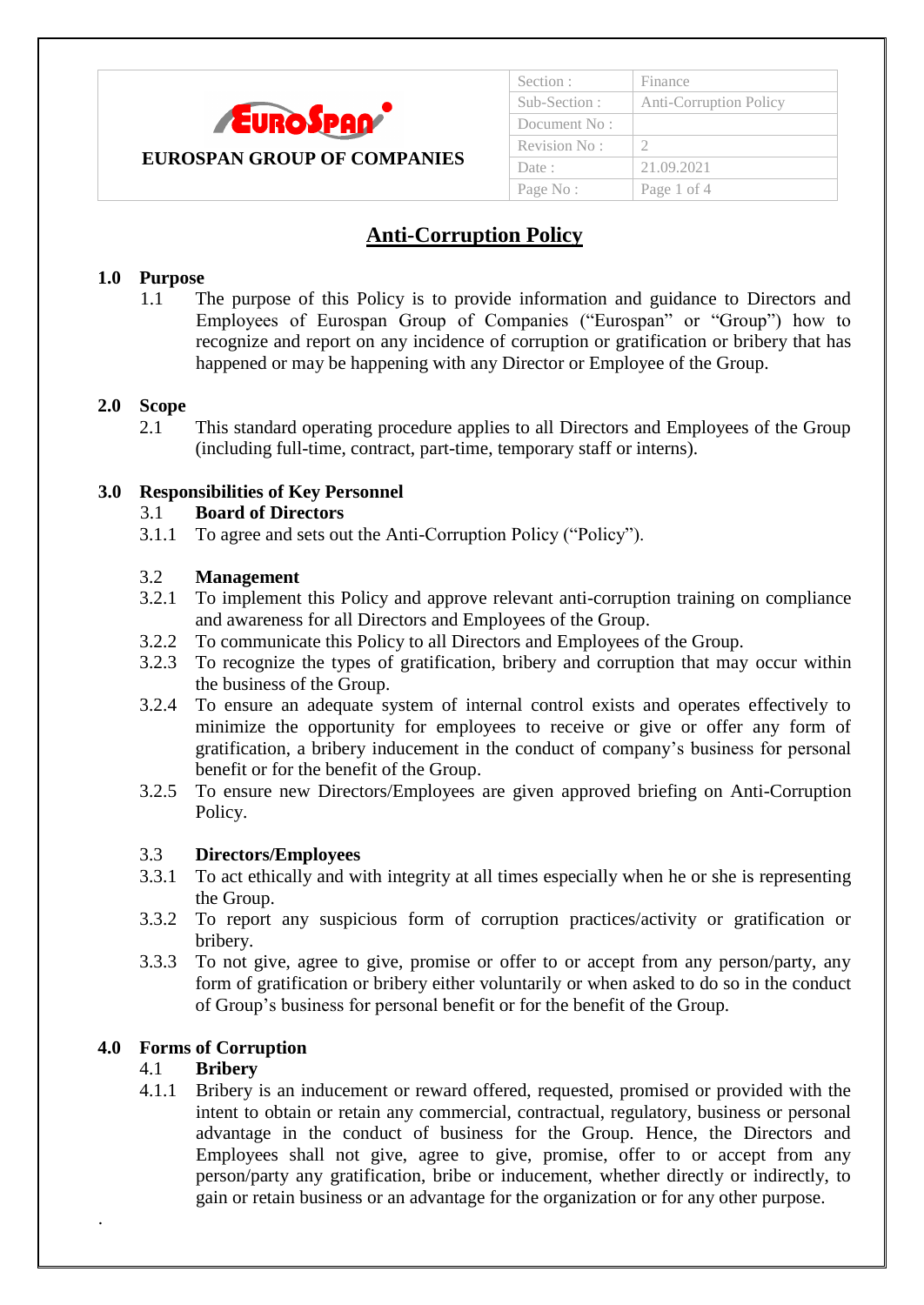**EUROSPAN GROUP OF COMPANIES**

| Section : | Finance |
|---|---|
| Sub-Section : | Anti-Corruption Policy |
| Document No : | |
| Revision No : | 2 |
| Date : | 21.09.2021 |

# Anti-Corruption Policy

## 1.0 Purpose

1.1 The purpose of this Policy is to provide information and guidance to Directors and Employees of Eurospan Group of Companies ("Eurospan" or "Group") how to recognize and report on any incidence of corruption or gratification or bribery that has happened or may be happening with any Director or Employee of the Group.

## 2.0 Scope

2.1 This standard operating procedure applies to all Directors and Employees of the Group (including full-time, contract, part-time, temporary staff or interns).

## 3.0 Responsibilities of Key Personnel

### 3.1 Board of Directors

3.1.1 To agree and sets out the Anti-Corruption Policy ("Policy").

### 3.2 Management

3.2.1 To implement this Policy and approve relevant anti-corruption training on compliance and awareness for all Directors and Employees of the Group.

3.2.2 To communicate this Policy to all Directors and Employees of the Group.

3.2.3 To recognize the types of gratification, bribery and corruption that may occur within the business of the Group.

3.2.4 To ensure an adequate system of internal control exists and operates effectively to minimize the opportunity for employees to receive or give or offer any form of gratification, a bribery inducement in the conduct of company's business for personal benefit or for the benefit of the Group.

3.2.5 To ensure new Directors/Employees are given approved briefing on Anti-Corruption Policy.

### 3.3 Directors/Employees

3.3.1 To act ethically and with integrity at all times especially when he or she is representing the Group.

3.3.2 To report any suspicious form of corruption practices/activity or gratification or bribery.

3.3.3 To not give, agree to give, promise or offer to or accept from any person/party, any form of gratification or bribery either voluntarily or when asked to do so in the conduct of Group's business for personal benefit or for the benefit of the Group.

## 4.0 Forms of Corruption

### 4.1 Bribery

4.1.1 Bribery is an inducement or reward offered, requested, promised or provided with the intent to obtain or retain any commercial, contractual, regulatory, business or personal advantage in the conduct of business for the Group. Hence, the Directors and Employees shall not give, agree to give, promise, offer to or accept from any person/party any gratification, bribe or inducement, whether directly or indirectly, to gain or retain business or an advantage for the organization or for any other purpose.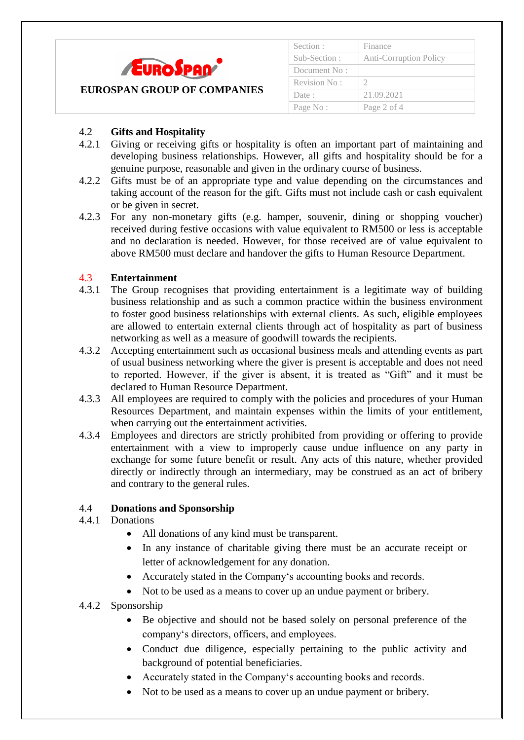### 4.2 Gifts and Hospitality

4.2.1 Giving or receiving gifts or hospitality is often an important part of maintaining and developing business relationships. However, all gifts and hospitality should be for a genuine purpose, reasonable and given in the ordinary course of business.

4.2.2 Gifts must be of an appropriate type and value depending on the circumstances and taking account of the reason for the gift. Gifts must not include cash or cash equivalent or be given in secret.

4.2.3 For any non-monetary gifts (e.g. hamper, souvenir, dining or shopping voucher) received during festive occasions with value equivalent to RM500 or less is acceptable and no declaration is needed. However, for those received are of value equivalent to above RM500 must declare and handover the gifts to Human Resource Department.

### 4.3 Entertainment

4.3.1 The Group recognises that providing entertainment is a legitimate way of building business relationship and as such a common practice within the business environment to foster good business relationships with external clients. As such, eligible employees are allowed to entertain external clients through act of hospitality as part of business networking as well as a measure of goodwill towards the recipients.

4.3.2 Accepting entertainment such as occasional business meals and attending events as part of usual business networking where the giver is present is acceptable and does not need to reported. However, if the giver is absent, it is treated as "Gift" and it must be declared to Human Resource Department.

4.3.3 All employees are required to comply with the policies and procedures of your Human Resources Department, and maintain expenses within the limits of your entitlement, when carrying out the entertainment activities.

4.3.4 Employees and directors are strictly prohibited from providing or offering to provide entertainment with a view to improperly cause undue influence on any party in exchange for some future benefit or result. Any acts of this nature, whether provided directly or indirectly through an intermediary, may be construed as an act of bribery and contrary to the general rules.

### 4.4 Donations and Sponsorship

4.4.1 Donations

- All donations of any kind must be transparent.
- In any instance of charitable giving there must be an accurate receipt or letter of acknowledgement for any donation.
- Accurately stated in the Company's accounting books and records.
- Not to be used as a means to cover up an undue payment or bribery.

4.4.2 Sponsorship

- Be objective and should not be based solely on personal preference of the company's directors, officers, and employees.
- Conduct due diligence, especially pertaining to the public activity and background of potential beneficiaries.
- Accurately stated in the Company's accounting books and records.
- Not to be used as a means to cover up an undue payment or bribery.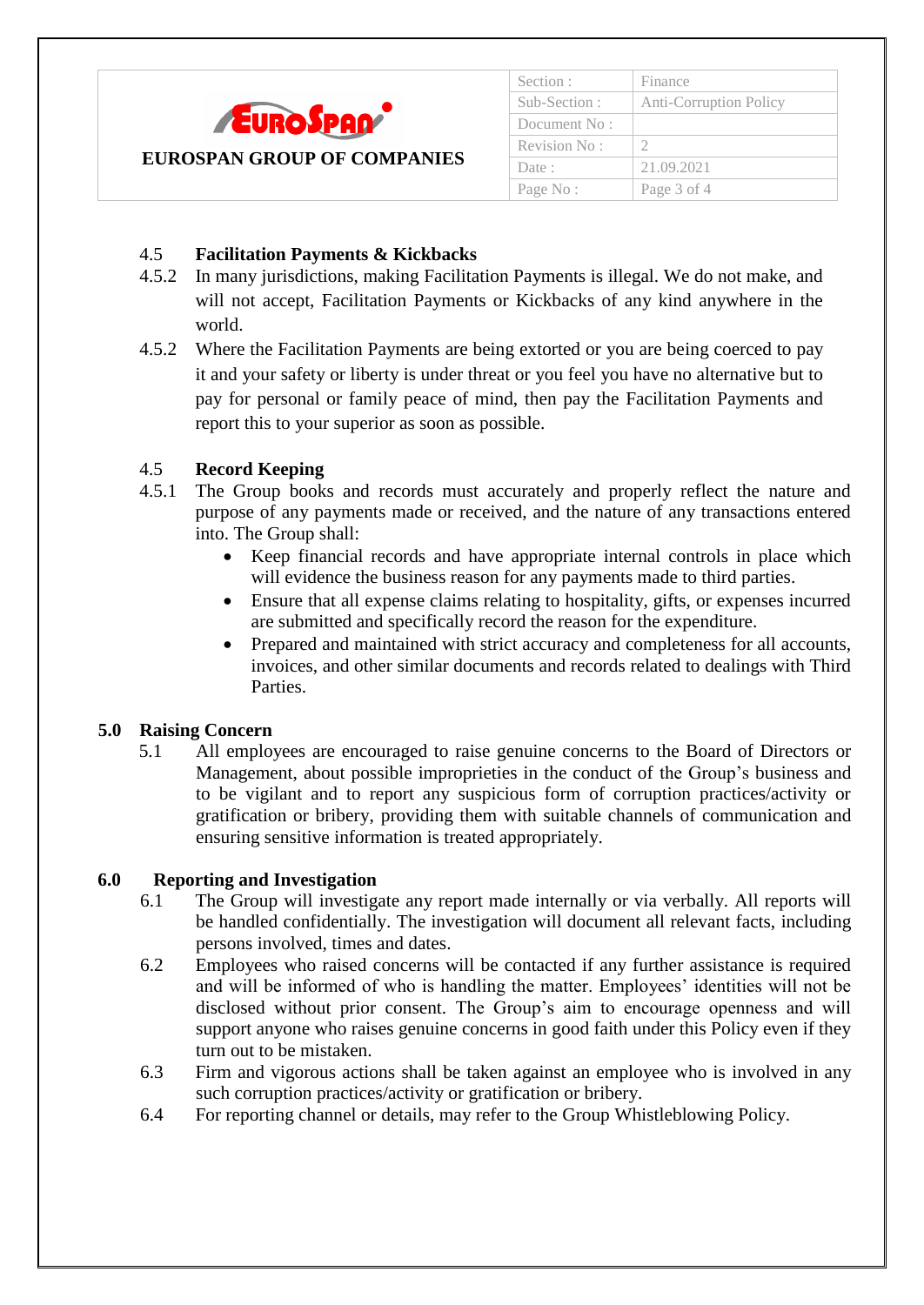### 4.5 Facilitation Payments & Kickbacks

4.5.2 In many jurisdictions, making Facilitation Payments is illegal. We do not make, and will not accept, Facilitation Payments or Kickbacks of any kind anywhere in the world.

4.5.2 Where the Facilitation Payments are being extorted or you are being coerced to pay it and your safety or liberty is under threat or you feel you have no alternative but to pay for personal or family peace of mind, then pay the Facilitation Payments and report this to your superior as soon as possible.

### 4.5 Record Keeping

4.5.1 The Group books and records must accurately and properly reflect the nature and purpose of any payments made or received, and the nature of any transactions entered into. The Group shall:

- Keep financial records and have appropriate internal controls in place which will evidence the business reason for any payments made to third parties.
- Ensure that all expense claims relating to hospitality, gifts, or expenses incurred are submitted and specifically record the reason for the expenditure.
- Prepared and maintained with strict accuracy and completeness for all accounts, invoices, and other similar documents and records related to dealings with Third Parties.

## 5.0 Raising Concern

5.1 All employees are encouraged to raise genuine concerns to the Board of Directors or Management, about possible improprieties in the conduct of the Group's business and to be vigilant and to report any suspicious form of corruption practices/activity or gratification or bribery, providing them with suitable channels of communication and ensuring sensitive information is treated appropriately.

## 6.0 Reporting and Investigation

6.1 The Group will investigate any report made internally or via verbally. All reports will be handled confidentially. The investigation will document all relevant facts, including persons involved, times and dates.

6.2 Employees who raised concerns will be contacted if any further assistance is required and will be informed of who is handling the matter. Employees' identities will not be disclosed without prior consent. The Group's aim to encourage openness and will support anyone who raises genuine concerns in good faith under this Policy even if they turn out to be mistaken.

6.3 Firm and vigorous actions shall be taken against an employee who is involved in any such corruption practices/activity or gratification or bribery.

6.4 For reporting channel or details, may refer to the Group Whistleblowing Policy.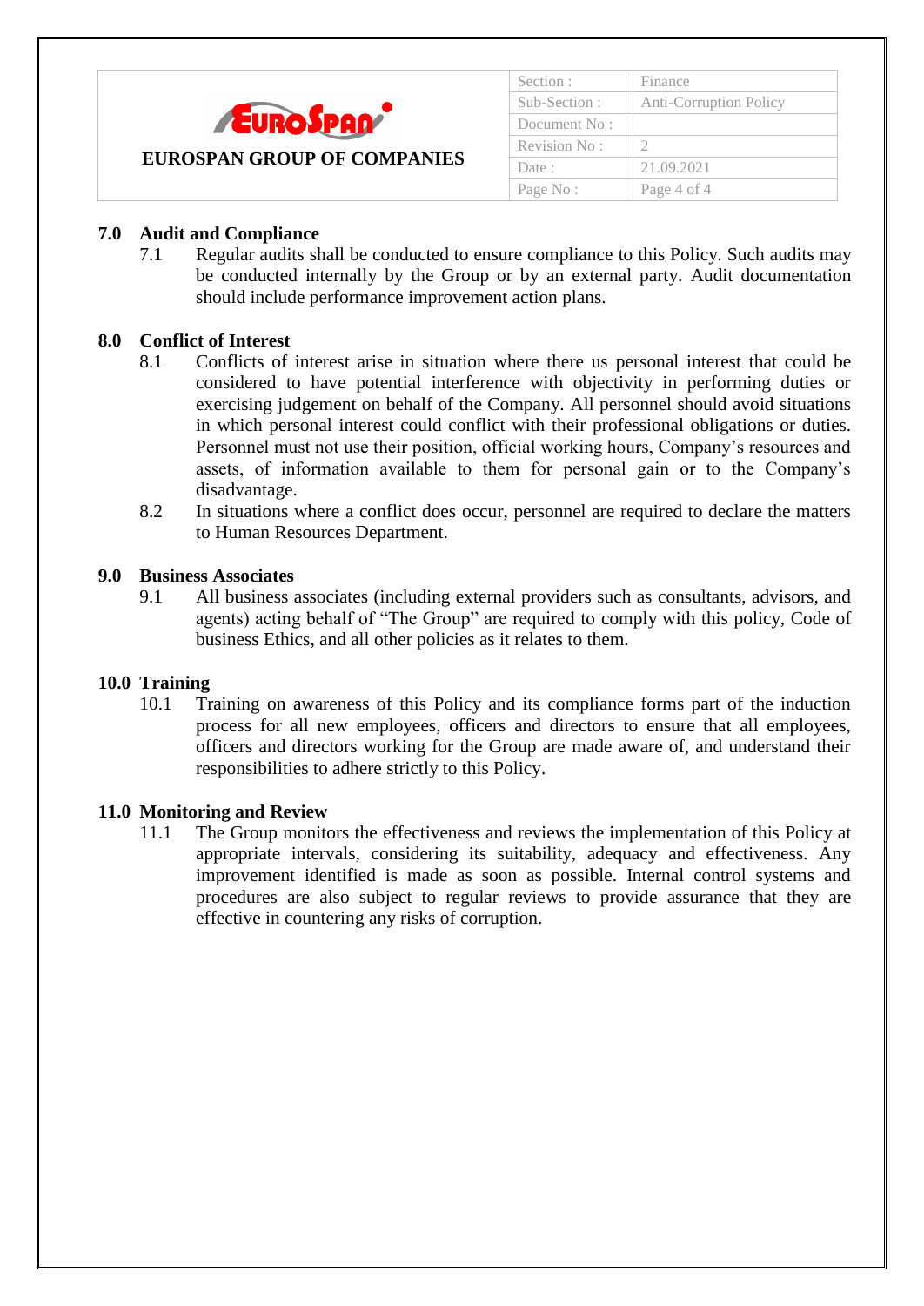## 7.0 Audit and Compliance

7.1 Regular audits shall be conducted to ensure compliance to this Policy. Such audits may be conducted internally by the Group or by an external party. Audit documentation should include performance improvement action plans.

## 8.0 Conflict of Interest

8.1 Conflicts of interest arise in situation where there us personal interest that could be considered to have potential interference with objectivity in performing duties or exercising judgement on behalf of the Company. All personnel should avoid situations in which personal interest could conflict with their professional obligations or duties. Personnel must not use their position, official working hours, Company's resources and assets, of information available to them for personal gain or to the Company's disadvantage.

8.2 In situations where a conflict does occur, personnel are required to declare the matters to Human Resources Department.

## 9.0 Business Associates

9.1 All business associates (including external providers such as consultants, advisors, and agents) acting behalf of "The Group" are required to comply with this policy, Code of business Ethics, and all other policies as it relates to them.

## 10.0 Training

10.1 Training on awareness of this Policy and its compliance forms part of the induction process for all new employees, officers and directors to ensure that all employees, officers and directors working for the Group are made aware of, and understand their responsibilities to adhere strictly to this Policy.

## 11.0 Monitoring and Review

11.1 The Group monitors the effectiveness and reviews the implementation of this Policy at appropriate intervals, considering its suitability, adequacy and effectiveness. Any improvement identified is made as soon as possible. Internal control systems and procedures are also subject to regular reviews to provide assurance that they are effective in countering any risks of corruption.